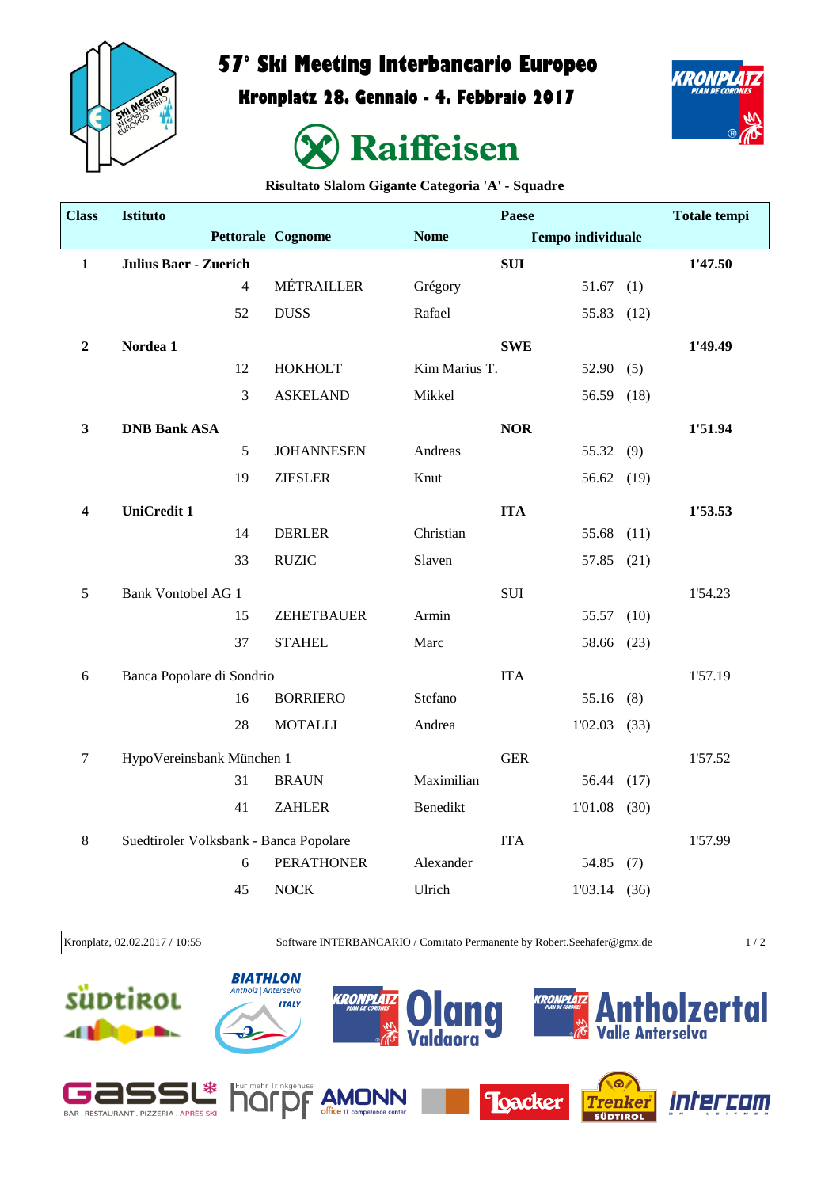# 57° Ski Meeting Interbancario Europeo

## Kronplatz 28. Gennaio - 4. Febbraio 2017

Raiffeisen

**Risultato Slalom Gigante Categoria 'A' - Squadre**

| Class | Istituto | Pettorale | Cognome | Nome | Paese / Tempo individuale | | Totale tempi |
|---|---|---|---|---|---|---|---|
| **1** | **Julius Baer - Zuerich** | | | | **SUI** | | **1'47.50** |
| | | 4 | MÉTRAILLER | Grégory | 51.67 | (1) | |
| | | 52 | DUSS | Rafael | 55.83 | (12) | |
| **2** | **Nordea 1** | | | | **SWE** | | **1'49.49** |
| | | 12 | HOKHOLT | Kim Marius T. | 52.90 | (5) | |
| | | 3 | ASKELAND | Mikkel | 56.59 | (18) | |
| **3** | **DNB Bank ASA** | | | | **NOR** | | **1'51.94** |
| | | 5 | JOHANNESEN | Andreas | 55.32 | (9) | |
| | | 19 | ZIESLER | Knut | 56.62 | (19) | |
| **4** | **UniCredit 1** | | | | **ITA** | | **1'53.53** |
| | | 14 | DERLER | Christian | 55.68 | (11) | |
| | | 33 | RUZIC | Slaven | 57.85 | (21) | |
| 5 | Bank Vontobel AG 1 | | | | SUI | | 1'54.23 |
| | | 15 | ZEHETBAUER | Armin | 55.57 | (10) | |
| | | 37 | STAHEL | Marc | 58.66 | (23) | |
| 6 | Banca Popolare di Sondrio | | | | ITA | | 1'57.19 |
| | | 16 | BORRIERO | Stefano | 55.16 | (8) | |
| | | 28 | MOTALLI | Andrea | 1'02.03 | (33) | |
| 7 | HypoVereinsbank München 1 | | | | GER | | 1'57.52 |
| | | 31 | BRAUN | Maximilian | 56.44 | (17) | |
| | | 41 | ZAHLER | Benedikt | 1'01.08 | (30) | |
| 8 | Suedtiroler Volksbank - Banca Popolare | | | | ITA | | 1'57.99 |
| | | 6 | PERATHONER | Alexander | 54.85 | (7) | |
| | | 45 | NOCK | Ulrich | 1'03.14 | (36) | |

Kronplatz, 02.02.2017 / 10:55 — Software INTERBANCARIO / Comitato Permanente by Robert.Seehafer@gmx.de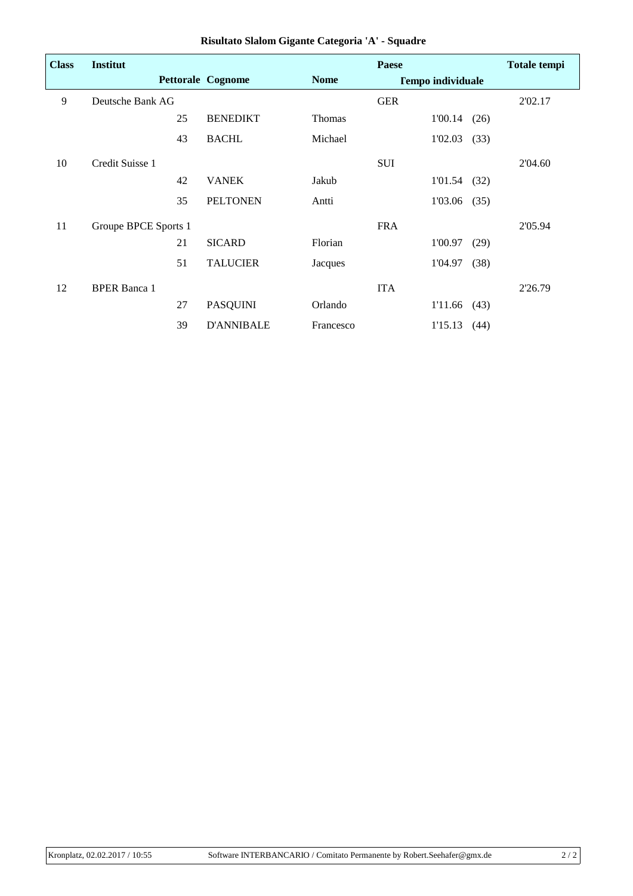# Risultato Slalom Gigante Categoria 'A' - Squadre

| Class | Institut | | | | Paese | | Totale tempi |
|---|---|---|---|---|---|---|---|
| | | Pettorale | Cognome | Nome | Tempo individuale | | |
| 9 | Deutsche Bank AG | | | | GER | | 2'02.17 |
| | | 25 | BENEDIKT | Thomas | 1'00.14 | (26) | |
| | | 43 | BACHL | Michael | 1'02.03 | (33) | |
| 10 | Credit Suisse 1 | | | | SUI | | 2'04.60 |
| | | 42 | VANEK | Jakub | 1'01.54 | (32) | |
| | | 35 | PELTONEN | Antti | 1'03.06 | (35) | |
| 11 | Groupe BPCE Sports 1 | | | | FRA | | 2'05.94 |
| | | 21 | SICARD | Florian | 1'00.97 | (29) | |
| | | 51 | TALUCIER | Jacques | 1'04.97 | (38) | |
| 12 | BPER Banca 1 | | | | ITA | | 2'26.79 |
| | | 27 | PASQUINI | Orlando | 1'11.66 | (43) | |
| | | 39 | D'ANNIBALE | Francesco | 1'15.13 | (44) | |

Kronplatz, 02.02.2017 / 10:55 Software INTERBANCARIO / Comitato Permanente by Robert.Seehafer@gmx.de